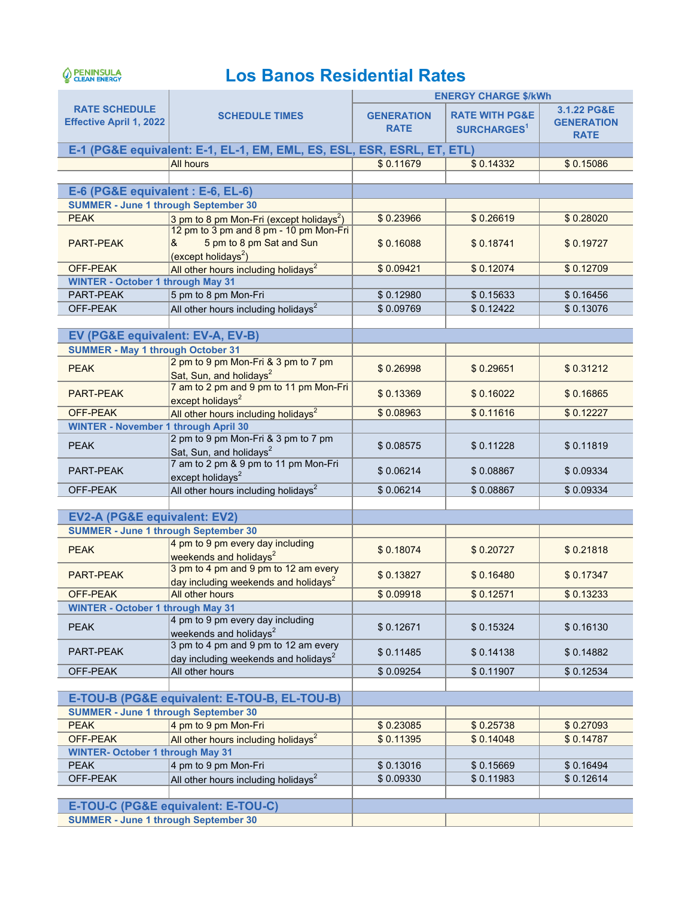# Los Banos Residential Rates

| RATE SCHEDULE Effective April 1, 2022 | SCHEDULE TIMES | ENERGY CHARGE $/kWh | | |
|---|---|---|---|---|
| | | GENERATION RATE | RATE WITH PG&E SURCHARGES[1] | 3.1.22 PG&E GENERATION RATE |
| **E-1 (PG&E equivalent: E-1, EL-1, EM, EML, ES, ESL, ESR, ESRL, ET, ETL)** | | | | |
| | All hours | $ 0.11679 | $ 0.14332 | $ 0.15086 |
| | | | | |
| **E-6 (PG&E equivalent : E-6, EL-6)** | | | | |
| **SUMMER - June 1 through September 30** | | | | |
| PEAK | 3 pm to 8 pm Mon-Fri (except holidays[2]) | $ 0.23966 | $ 0.26619 | $ 0.28020 |
| PART-PEAK | 12 pm to 3 pm and 8 pm - 10 pm Mon-Fri & 5 pm to 8 pm Sat and Sun (except holidays[2]) | $ 0.16088 | $ 0.18741 | $ 0.19727 |
| OFF-PEAK | All other hours including holidays[2] | $ 0.09421 | $ 0.12074 | $ 0.12709 |
| **WINTER - October 1 through May 31** | | | | |
| PART-PEAK | 5 pm to 8 pm Mon-Fri | $ 0.12980 | $ 0.15633 | $ 0.16456 |
| OFF-PEAK | All other hours including holidays[2] | $ 0.09769 | $ 0.12422 | $ 0.13076 |
| | | | | |
| **EV (PG&E equivalent: EV-A, EV-B)** | | | | |
| **SUMMER - May 1 through October 31** | | | | |
| PEAK | 2 pm to 9 pm Mon-Fri & 3 pm to 7 pm Sat, Sun, and holidays[2] | $ 0.26998 | $ 0.29651 | $ 0.31212 |
| PART-PEAK | 7 am to 2 pm and 9 pm to 11 pm Mon-Fri except holidays[2] | $ 0.13369 | $ 0.16022 | $ 0.16865 |
| OFF-PEAK | All other hours including holidays[2] | $ 0.08963 | $ 0.11616 | $ 0.12227 |
| **WINTER - November 1 through April 30** | | | | |
| PEAK | 2 pm to 9 pm Mon-Fri & 3 pm to 7 pm Sat, Sun, and holidays[2] | $ 0.08575 | $ 0.11228 | $ 0.11819 |
| PART-PEAK | 7 am to 2 pm & 9 pm to 11 pm Mon-Fri except holidays[2] | $ 0.06214 | $ 0.08867 | $ 0.09334 |
| OFF-PEAK | All other hours including holidays[2] | $ 0.06214 | $ 0.08867 | $ 0.09334 |
| | | | | |
| **EV2-A (PG&E equivalent: EV2)** | | | | |
| **SUMMER - June 1 through September 30** | | | | |
| PEAK | 4 pm to 9 pm every day including weekends and holidays[2] | $ 0.18074 | $ 0.20727 | $ 0.21818 |
| PART-PEAK | 3 pm to 4 pm and 9 pm to 12 am every day including weekends and holidays[2] | $ 0.13827 | $ 0.16480 | $ 0.17347 |
| OFF-PEAK | All other hours | $ 0.09918 | $ 0.12571 | $ 0.13233 |
| **WINTER - October 1 through May 31** | | | | |
| PEAK | 4 pm to 9 pm every day including weekends and holidays[2] | $ 0.12671 | $ 0.15324 | $ 0.16130 |
| PART-PEAK | 3 pm to 4 pm and 9 pm to 12 am every day including weekends and holidays[2] | $ 0.11485 | $ 0.14138 | $ 0.14882 |
| OFF-PEAK | All other hours | $ 0.09254 | $ 0.11907 | $ 0.12534 |
| | | | | |
| **E-TOU-B (PG&E equivalent: E-TOU-B, EL-TOU-B)** | | | | |
| **SUMMER - June 1 through September 30** | | | | |
| PEAK | 4 pm to 9 pm Mon-Fri | $ 0.23085 | $ 0.25738 | $ 0.27093 |
| OFF-PEAK | All other hours including holidays[2] | $ 0.11395 | $ 0.14048 | $ 0.14787 |
| **WINTER- October 1 through May 31** | | | | |
| PEAK | 4 pm to 9 pm Mon-Fri | $ 0.13016 | $ 0.15669 | $ 0.16494 |
| OFF-PEAK | All other hours including holidays[2] | $ 0.09330 | $ 0.11983 | $ 0.12614 |
| | | | | |
| **E-TOU-C (PG&E equivalent: E-TOU-C)** | | | | |
| **SUMMER - June 1 through September 30** | | | | |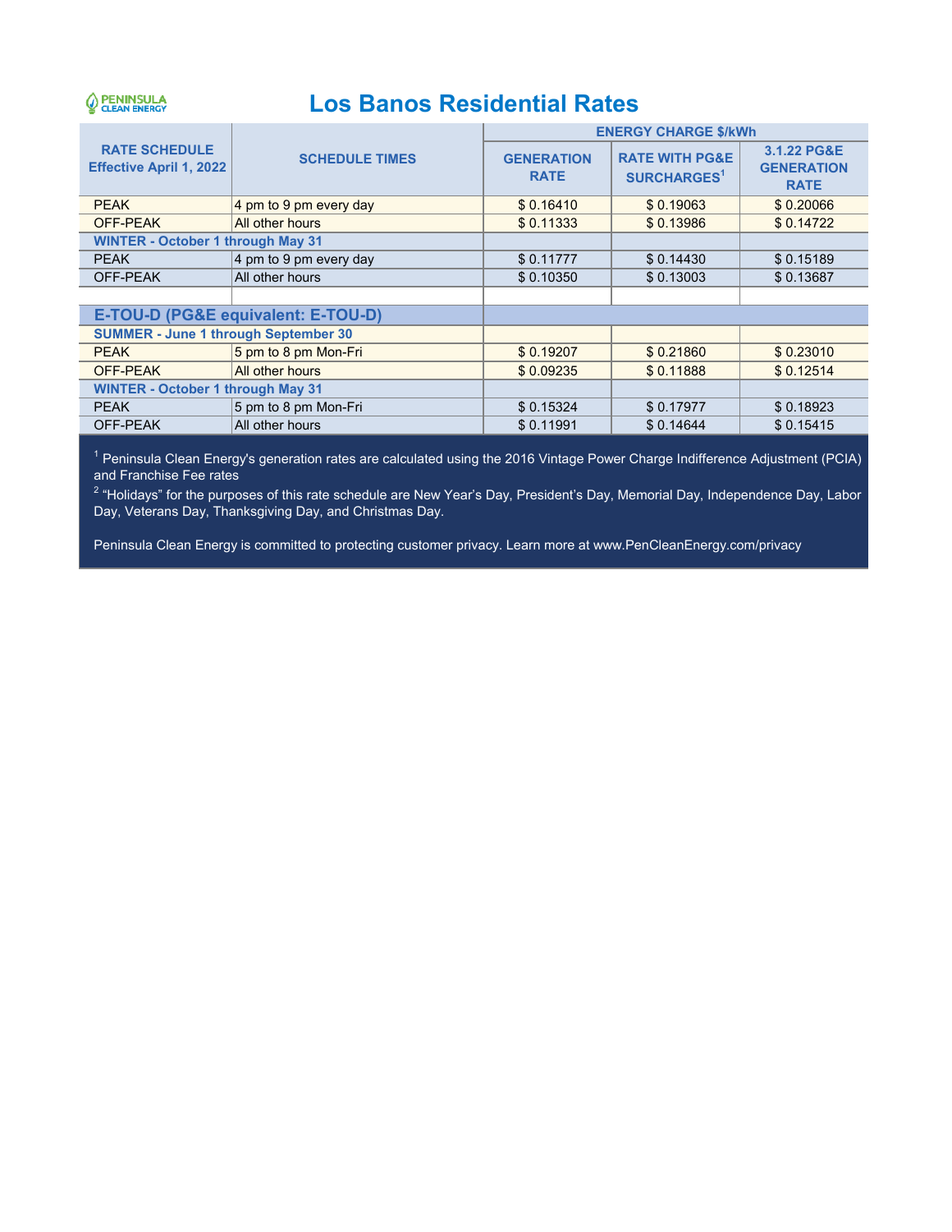# Los Banos Residential Rates

| RATE SCHEDULE Effective April 1, 2022 | SCHEDULE TIMES | ENERGY CHARGE $/kWh | | |
|---|---|---|---|---|
| | | GENERATION RATE | RATE WITH PG&E SURCHARGES[1] | 3.1.22 PG&E GENERATION RATE |
| PEAK | 4 pm to 9 pm every day | $ 0.16410 | $ 0.19063 | $ 0.20066 |
| OFF-PEAK | All other hours | $ 0.11333 | $ 0.13986 | $ 0.14722 |
| **WINTER - October 1 through May 31** | | | | |
| PEAK | 4 pm to 9 pm every day | $ 0.11777 | $ 0.14430 | $ 0.15189 |
| OFF-PEAK | All other hours | $ 0.10350 | $ 0.13003 | $ 0.13687 |
| | | | | |
| **E-TOU-D (PG&E equivalent: E-TOU-D)** | | | | |
| **SUMMER - June 1 through September 30** | | | | |
| PEAK | 5 pm to 8 pm Mon-Fri | $ 0.19207 | $ 0.21860 | $ 0.23010 |
| OFF-PEAK | All other hours | $ 0.09235 | $ 0.11888 | $ 0.12514 |
| **WINTER - October 1 through May 31** | | | | |
| PEAK | 5 pm to 8 pm Mon-Fri | $ 0.15324 | $ 0.17977 | $ 0.18923 |
| OFF-PEAK | All other hours | $ 0.11991 | $ 0.14644 | $ 0.15415 |

[1] Peninsula Clean Energy's generation rates are calculated using the 2016 Vintage Power Charge Indifference Adjustment (PCIA) and Franchise Fee rates

[2] "Holidays" for the purposes of this rate schedule are New Year's Day, President's Day, Memorial Day, Independence Day, Labor Day, Veterans Day, Thanksgiving Day, and Christmas Day.

Peninsula Clean Energy is committed to protecting customer privacy. Learn more at www.PenCleanEnergy.com/privacy